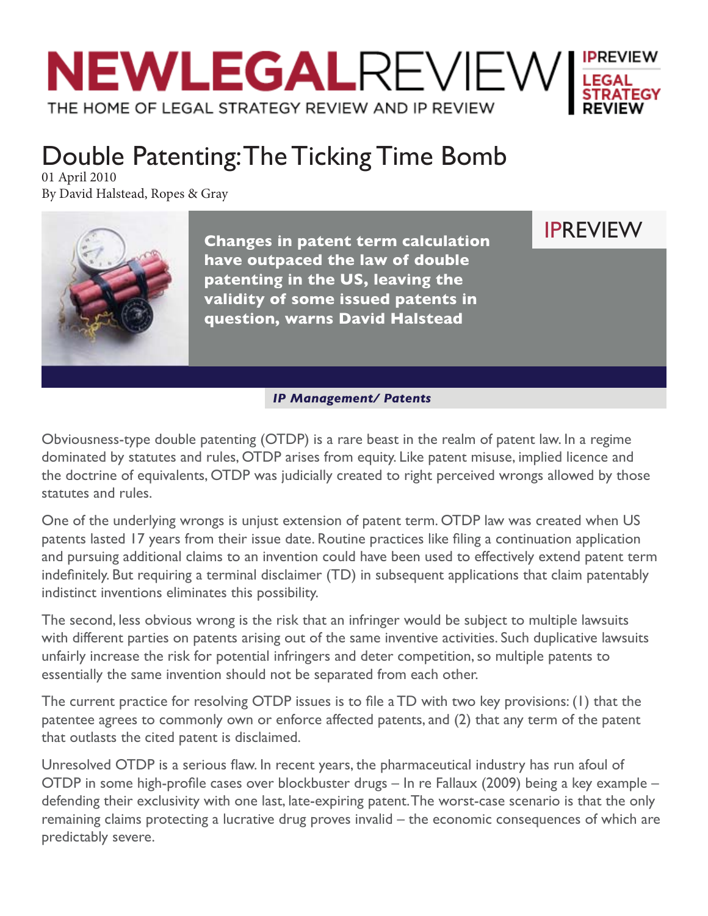# Double Patenting: The Ticking Time Bomb

01 April 2010

By David Halstead, Ropes & Gray

**Changes in patent term calculation have outpaced the law of double patenting in the US, leaving the validity of some issued patents in question, warns David Halstead**

***IP Management/ Patents***

Obviousness-type double patenting (OTDP) is a rare beast in the realm of patent law. In a regime dominated by statutes and rules, OTDP arises from equity. Like patent misuse, implied licence and the doctrine of equivalents, OTDP was judicially created to right perceived wrongs allowed by those statutes and rules.

One of the underlying wrongs is unjust extension of patent term. OTDP law was created when US patents lasted 17 years from their issue date. Routine practices like filing a continuation application and pursuing additional claims to an invention could have been used to effectively extend patent term indefinitely. But requiring a terminal disclaimer (TD) in subsequent applications that claim patentably indistinct inventions eliminates this possibility.

The second, less obvious wrong is the risk that an infringer would be subject to multiple lawsuits with different parties on patents arising out of the same inventive activities. Such duplicative lawsuits unfairly increase the risk for potential infringers and deter competition, so multiple patents to essentially the same invention should not be separated from each other.

The current practice for resolving OTDP issues is to file a TD with two key provisions: (1) that the patentee agrees to commonly own or enforce affected patents, and (2) that any term of the patent that outlasts the cited patent is disclaimed.

Unresolved OTDP is a serious flaw. In recent years, the pharmaceutical industry has run afoul of OTDP in some high-profile cases over blockbuster drugs – In re Fallaux (2009) being a key example – defending their exclusivity with one last, late-expiring patent. The worst-case scenario is that the only remaining claims protecting a lucrative drug proves invalid – the economic consequences of which are predictably severe.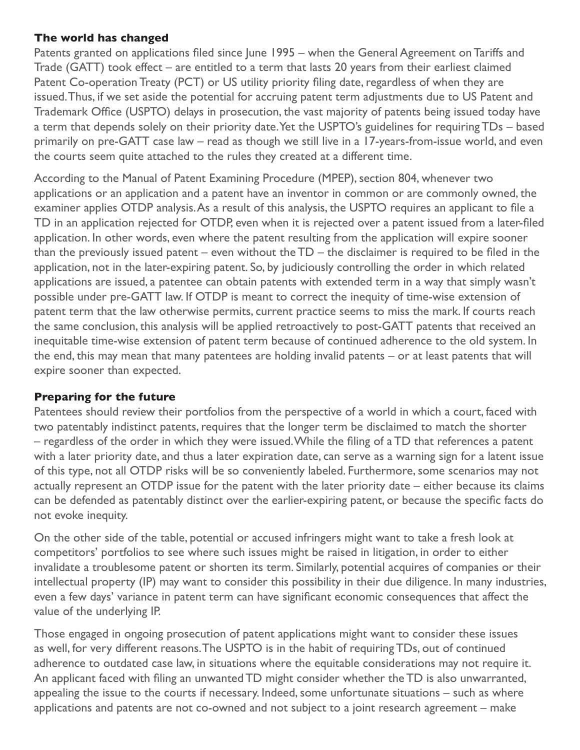**The world has changed**

Patents granted on applications filed since June 1995 – when the General Agreement on Tariffs and Trade (GATT) took effect – are entitled to a term that lasts 20 years from their earliest claimed Patent Co-operation Treaty (PCT) or US utility priority filing date, regardless of when they are issued. Thus, if we set aside the potential for accruing patent term adjustments due to US Patent and Trademark Office (USPTO) delays in prosecution, the vast majority of patents being issued today have a term that depends solely on their priority date. Yet the USPTO's guidelines for requiring TDs – based primarily on pre-GATT case law – read as though we still live in a 17-years-from-issue world, and even the courts seem quite attached to the rules they created at a different time.

According to the Manual of Patent Examining Procedure (MPEP), section 804, whenever two applications or an application and a patent have an inventor in common or are commonly owned, the examiner applies OTDP analysis. As a result of this analysis, the USPTO requires an applicant to file a TD in an application rejected for OTDP, even when it is rejected over a patent issued from a later-filed application. In other words, even where the patent resulting from the application will expire sooner than the previously issued patent – even without the TD – the disclaimer is required to be filed in the application, not in the later-expiring patent. So, by judiciously controlling the order in which related applications are issued, a patentee can obtain patents with extended term in a way that simply wasn't possible under pre-GATT law. If OTDP is meant to correct the inequity of time-wise extension of patent term that the law otherwise permits, current practice seems to miss the mark. If courts reach the same conclusion, this analysis will be applied retroactively to post-GATT patents that received an inequitable time-wise extension of patent term because of continued adherence to the old system. In the end, this may mean that many patentees are holding invalid patents – or at least patents that will expire sooner than expected.

**Preparing for the future**

Patentees should review their portfolios from the perspective of a world in which a court, faced with two patentably indistinct patents, requires that the longer term be disclaimed to match the shorter – regardless of the order in which they were issued. While the filing of a TD that references a patent with a later priority date, and thus a later expiration date, can serve as a warning sign for a latent issue of this type, not all OTDP risks will be so conveniently labeled. Furthermore, some scenarios may not actually represent an OTDP issue for the patent with the later priority date – either because its claims can be defended as patentably distinct over the earlier-expiring patent, or because the specific facts do not evoke inequity.

On the other side of the table, potential or accused infringers might want to take a fresh look at competitors' portfolios to see where such issues might be raised in litigation, in order to either invalidate a troublesome patent or shorten its term. Similarly, potential acquires of companies or their intellectual property (IP) may want to consider this possibility in their due diligence. In many industries, even a few days' variance in patent term can have significant economic consequences that affect the value of the underlying IP.

Those engaged in ongoing prosecution of patent applications might want to consider these issues as well, for very different reasons. The USPTO is in the habit of requiring TDs, out of continued adherence to outdated case law, in situations where the equitable considerations may not require it. An applicant faced with filing an unwanted TD might consider whether the TD is also unwarranted, appealing the issue to the courts if necessary. Indeed, some unfortunate situations – such as where applications and patents are not co-owned and not subject to a joint research agreement – make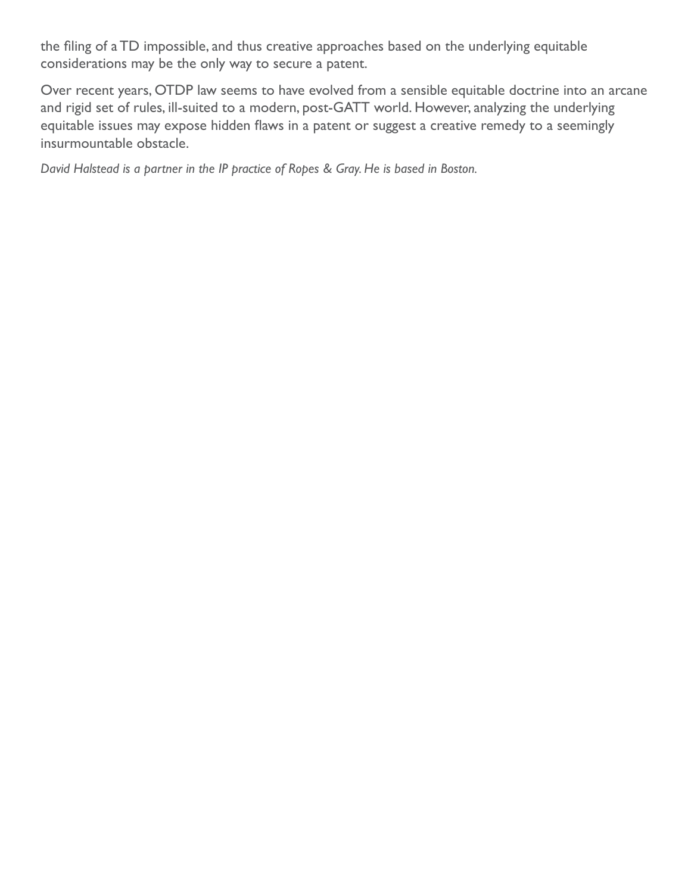the filing of a TD impossible, and thus creative approaches based on the underlying equitable considerations may be the only way to secure a patent.

Over recent years, OTDP law seems to have evolved from a sensible equitable doctrine into an arcane and rigid set of rules, ill-suited to a modern, post-GATT world. However, analyzing the underlying equitable issues may expose hidden flaws in a patent or suggest a creative remedy to a seemingly insurmountable obstacle.

*David Halstead is a partner in the IP practice of Ropes & Gray. He is based in Boston.*